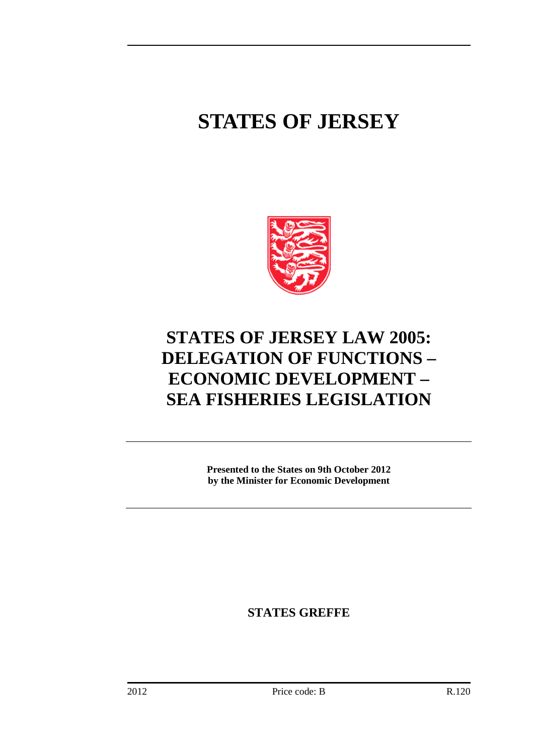# STATES OF JERSEY

## STATES OF JERSEY LAW 2005: DELEGATION OF FUNCTIONS – ECONOMIC DEVELOPMENT – SEA FISHERIES LEGISLATION

**Presented to the States on 9th October 2012**
**by the Minister for Economic Development**

**STATES GREFFE**

2012 Price code: B R.120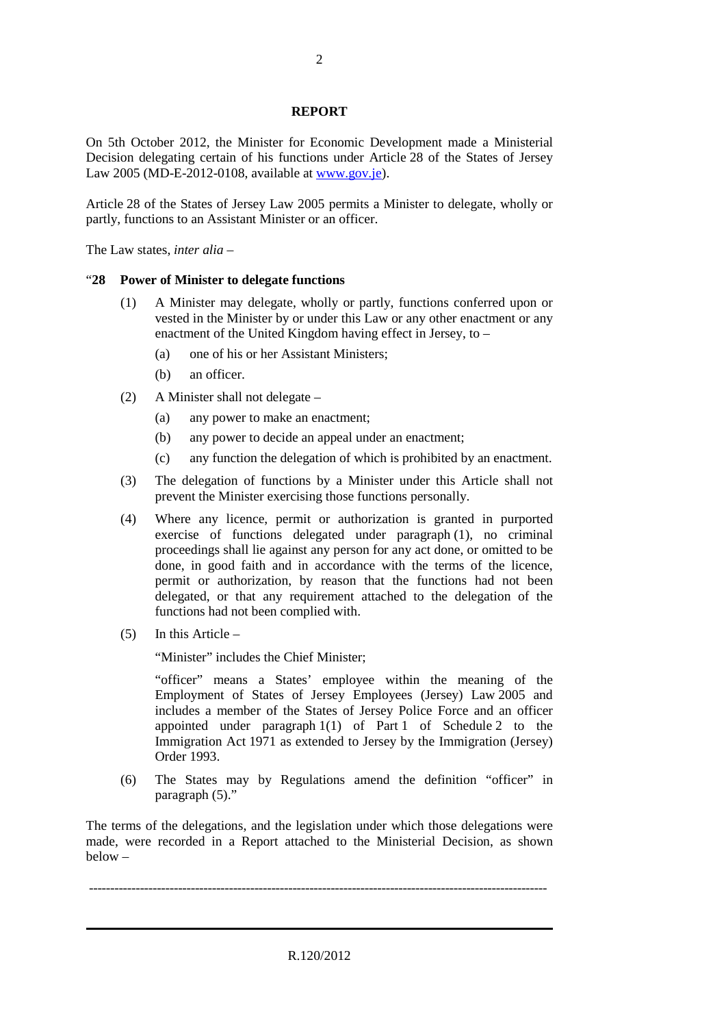## REPORT

On 5th October 2012, the Minister for Economic Development made a Ministerial Decision delegating certain of his functions under Article 28 of the States of Jersey Law 2005 (MD-E-2012-0108, available at www.gov.je).

Article 28 of the States of Jersey Law 2005 permits a Minister to delegate, wholly or partly, functions to an Assistant Minister or an officer.

The Law states, *inter alia* –

"**28 Power of Minister to delegate functions**

(1) A Minister may delegate, wholly or partly, functions conferred upon or vested in the Minister by or under this Law or any other enactment or any enactment of the United Kingdom having effect in Jersey, to –

(a) one of his or her Assistant Ministers;

(b) an officer.

(2) A Minister shall not delegate –

(a) any power to make an enactment;

(b) any power to decide an appeal under an enactment;

(c) any function the delegation of which is prohibited by an enactment.

(3) The delegation of functions by a Minister under this Article shall not prevent the Minister exercising those functions personally.

(4) Where any licence, permit or authorization is granted in purported exercise of functions delegated under paragraph (1), no criminal proceedings shall lie against any person for any act done, or omitted to be done, in good faith and in accordance with the terms of the licence, permit or authorization, by reason that the functions had not been delegated, or that any requirement attached to the delegation of the functions had not been complied with.

(5) In this Article –

"Minister" includes the Chief Minister;

"officer" means a States' employee within the meaning of the Employment of States of Jersey Employees (Jersey) Law 2005 and includes a member of the States of Jersey Police Force and an officer appointed under paragraph 1(1) of Part 1 of Schedule 2 to the Immigration Act 1971 as extended to Jersey by the Immigration (Jersey) Order 1993.

(6) The States may by Regulations amend the definition "officer" in paragraph (5)."

The terms of the delegations, and the legislation under which those delegations were made, were recorded in a Report attached to the Ministerial Decision, as shown below –

---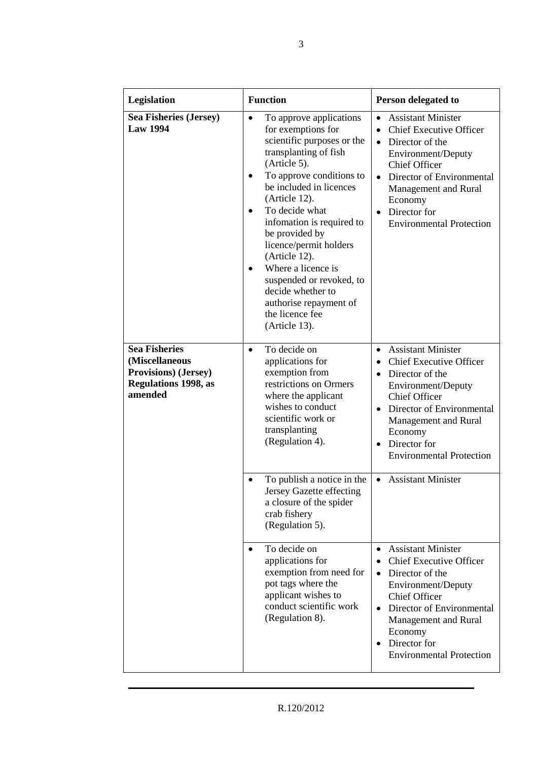| Legislation | Function | Person delegated to |
|---|---|---|
| **Sea Fisheries (Jersey) Law 1994** | • To approve applications for exemptions for scientific purposes or the transplanting of fish (Article 5).<br>• To approve conditions to be included in licences (Article 12).<br>• To decide what infomation is required to be provided by licence/permit holders (Article 12).<br>• Where a licence is suspended or revoked, to decide whether to authorise repayment of the licence fee (Article 13). | • Assistant Minister<br>• Chief Executive Officer<br>• Director of the Environment/Deputy Chief Officer<br>• Director of Environmental Management and Rural Economy<br>• Director for Environmental Protection |
| **Sea Fisheries (Miscellaneous Provisions) (Jersey) Regulations 1998, as amended** | • To decide on applications for exemption from restrictions on Ormers where the applicant wishes to conduct scientific work or transplanting (Regulation 4). | • Assistant Minister<br>• Chief Executive Officer<br>• Director of the Environment/Deputy Chief Officer<br>• Director of Environmental Management and Rural Economy<br>• Director for Environmental Protection |
| | • To publish a notice in the Jersey Gazette effecting a closure of the spider crab fishery (Regulation 5). | • Assistant Minister |
| | • To decide on applications for exemption from need for pot tags where the applicant wishes to conduct scientific work (Regulation 8). | • Assistant Minister<br>• Chief Executive Officer<br>• Director of the Environment/Deputy Chief Officer<br>• Director of Environmental Management and Rural Economy<br>• Director for Environmental Protection |

R.120/2012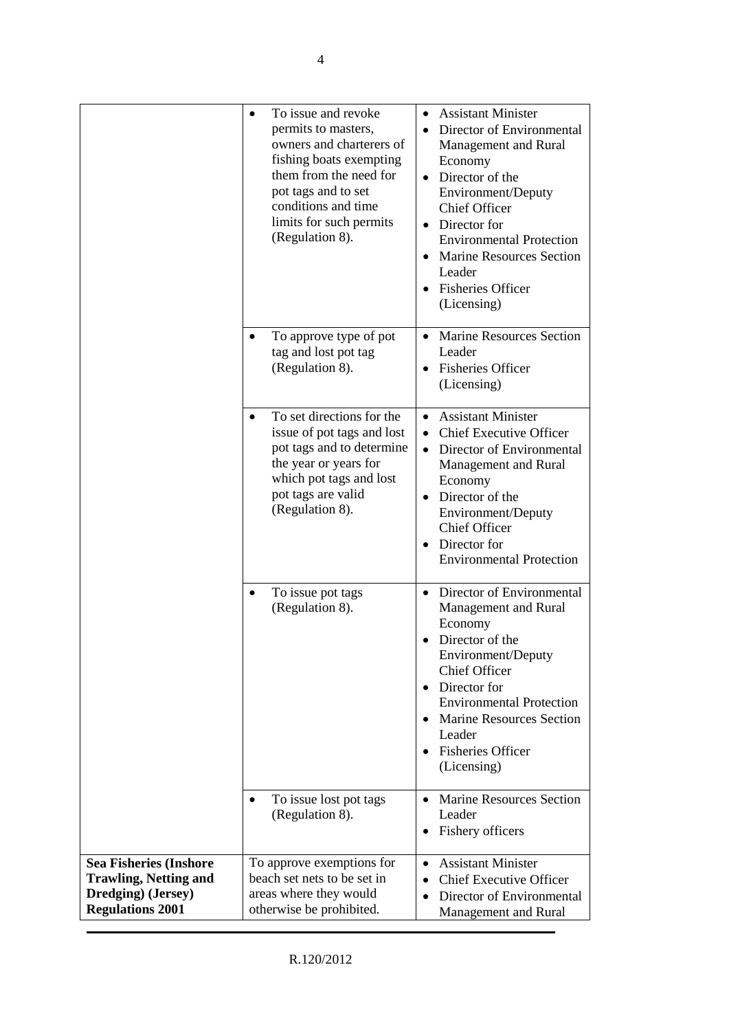| | | |
|---|---|---|
| | • To issue and revoke permits to masters, owners and charterers of fishing boats exempting them from the need for pot tags and to set conditions and time limits for such permits (Regulation 8). | • Assistant Minister<br>• Director of Environmental Management and Rural Economy<br>• Director of the Environment/Deputy Chief Officer<br>• Director for Environmental Protection<br>• Marine Resources Section Leader<br>• Fisheries Officer (Licensing) |
| | • To approve type of pot tag and lost pot tag (Regulation 8). | • Marine Resources Section Leader<br>• Fisheries Officer (Licensing) |
| | • To set directions for the issue of pot tags and lost pot tags and to determine the year or years for which pot tags and lost pot tags are valid (Regulation 8). | • Assistant Minister<br>• Chief Executive Officer<br>• Director of Environmental Management and Rural Economy<br>• Director of the Environment/Deputy Chief Officer<br>• Director for Environmental Protection |
| | • To issue pot tags (Regulation 8). | • Director of Environmental Management and Rural Economy<br>• Director of the Environment/Deputy Chief Officer<br>• Director for Environmental Protection<br>• Marine Resources Section Leader<br>• Fisheries Officer (Licensing) |
| | • To issue lost pot tags (Regulation 8). | • Marine Resources Section Leader<br>• Fishery officers |
| **Sea Fisheries (Inshore Trawling, Netting and Dredging) (Jersey) Regulations 2001** | To approve exemptions for beach set nets to be set in areas where they would otherwise be prohibited. | • Assistant Minister<br>• Chief Executive Officer<br>• Director of Environmental Management and Rural |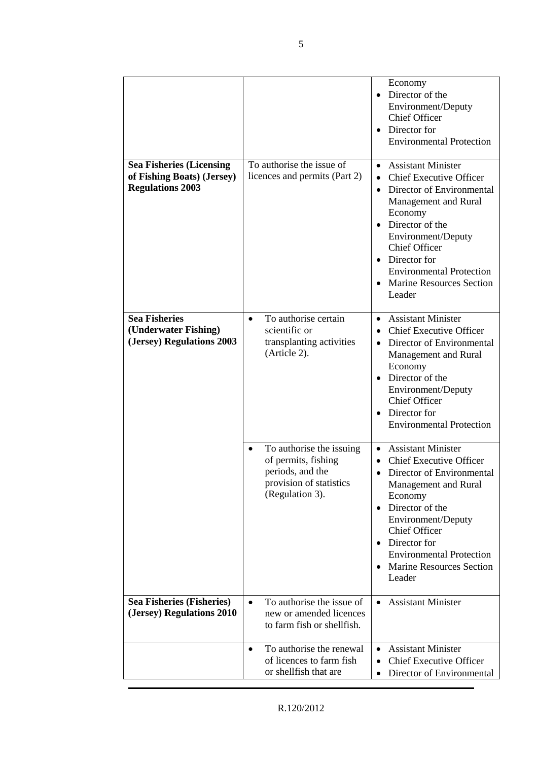| | | |
|---|---|---|
| | | Economy<br>• Director of the Environment/Deputy Chief Officer<br>• Director for Environmental Protection |
| **Sea Fisheries (Licensing of Fishing Boats) (Jersey) Regulations 2003** | To authorise the issue of licences and permits (Part 2) | • Assistant Minister<br>• Chief Executive Officer<br>• Director of Environmental Management and Rural Economy<br>• Director of the Environment/Deputy Chief Officer<br>• Director for Environmental Protection<br>• Marine Resources Section Leader |
| **Sea Fisheries (Underwater Fishing) (Jersey) Regulations 2003** | • To authorise certain scientific or transplanting activities (Article 2). | • Assistant Minister<br>• Chief Executive Officer<br>• Director of Environmental Management and Rural Economy<br>• Director of the Environment/Deputy Chief Officer<br>• Director for Environmental Protection |
| | • To authorise the issuing of permits, fishing periods, and the provision of statistics (Regulation 3). | • Assistant Minister<br>• Chief Executive Officer<br>• Director of Environmental Management and Rural Economy<br>• Director of the Environment/Deputy Chief Officer<br>• Director for Environmental Protection<br>• Marine Resources Section Leader |
| **Sea Fisheries (Fisheries) (Jersey) Regulations 2010** | • To authorise the issue of new or amended licences to farm fish or shellfish. | • Assistant Minister |
| | • To authorise the renewal of licences to farm fish or shellfish that are | • Assistant Minister<br>• Chief Executive Officer<br>• Director of Environmental |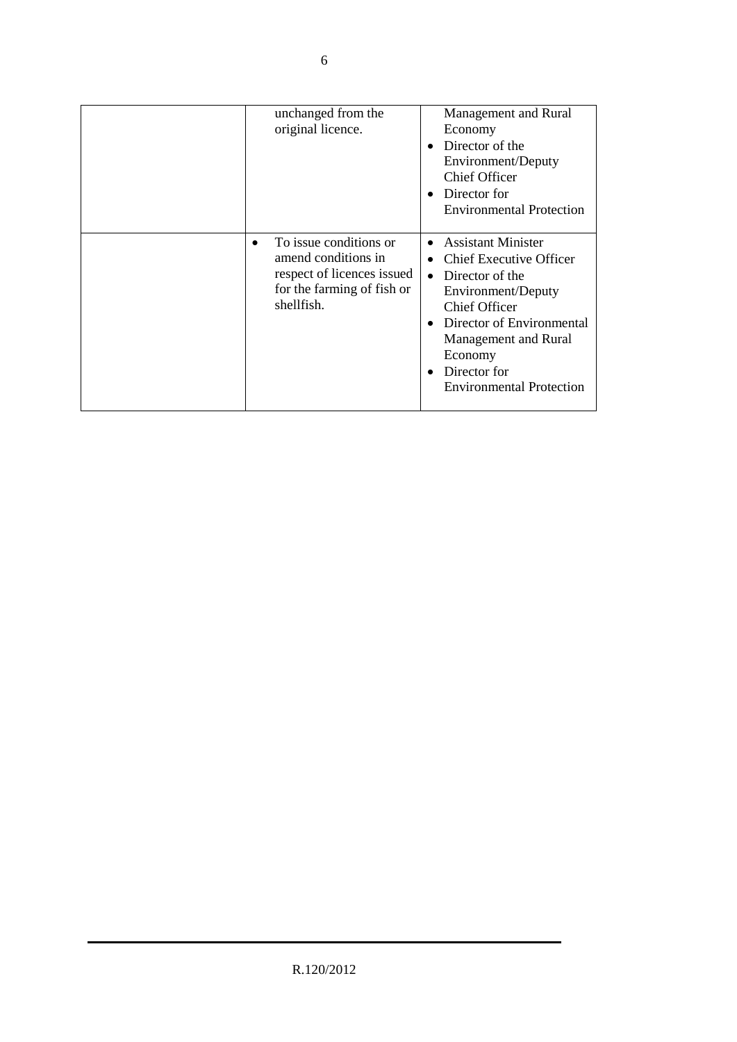| | | |
|---|---|---|
| | unchanged from the original licence. | Management and Rural Economy<br>• Director of the Environment/Deputy Chief Officer<br>• Director for Environmental Protection |
| | • To issue conditions or amend conditions in respect of licences issued for the farming of fish or shellfish. | • Assistant Minister<br>• Chief Executive Officer<br>• Director of the Environment/Deputy Chief Officer<br>• Director of Environmental Management and Rural Economy<br>• Director for Environmental Protection |

R.120/2012